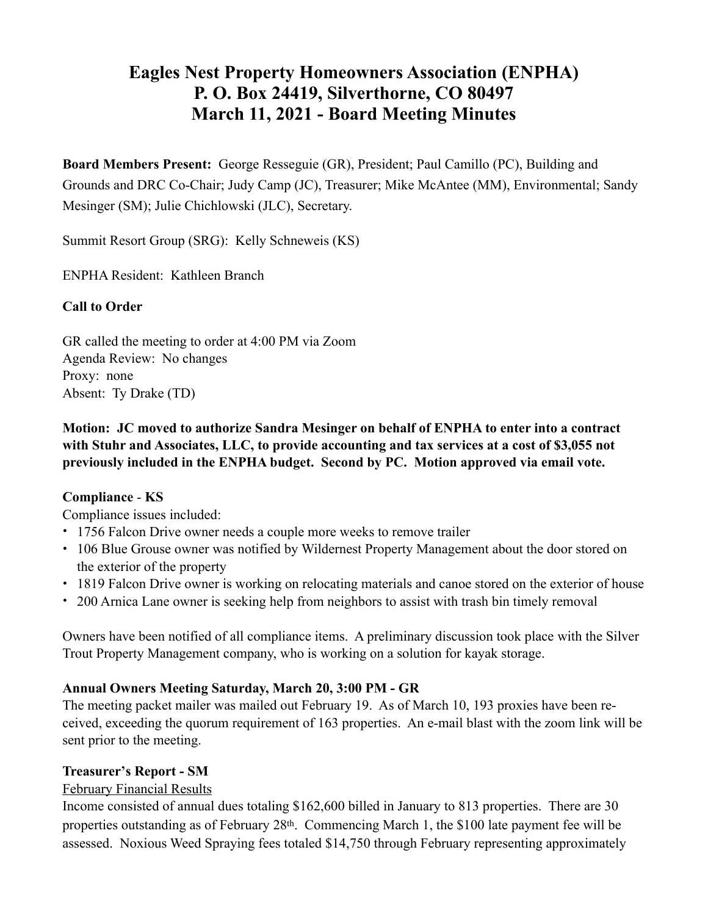# Eagles Nest Property Homeowners Association (ENPHA)
# P. O. Box 24419, Silverthorne, CO 80497
# March 11, 2021 - Board Meeting Minutes

**Board Members Present:** George Resseguie (GR), President; Paul Camillo (PC), Building and Grounds and DRC Co-Chair; Judy Camp (JC), Treasurer; Mike McAntee (MM), Environmental; Sandy Mesinger (SM); Julie Chichlowski (JLC), Secretary.

Summit Resort Group (SRG): Kelly Schneweis (KS)

ENPHA Resident: Kathleen Branch

**Call to Order**

GR called the meeting to order at 4:00 PM via Zoom
Agenda Review: No changes
Proxy: none
Absent: Ty Drake (TD)

**Motion: JC moved to authorize Sandra Mesinger on behalf of ENPHA to enter into a contract with Stuhr and Associates, LLC, to provide accounting and tax services at a cost of $3,055 not previously included in the ENPHA budget. Second by PC. Motion approved via email vote.**

**Compliance - KS**

Compliance issues included:

- 1756 Falcon Drive owner needs a couple more weeks to remove trailer
- 106 Blue Grouse owner was notified by Wildernest Property Management about the door stored on the exterior of the property
- 1819 Falcon Drive owner is working on relocating materials and canoe stored on the exterior of house
- 200 Arnica Lane owner is seeking help from neighbors to assist with trash bin timely removal

Owners have been notified of all compliance items. A preliminary discussion took place with the Silver Trout Property Management company, who is working on a solution for kayak storage.

**Annual Owners Meeting Saturday, March 20, 3:00 PM - GR**

The meeting packet mailer was mailed out February 19. As of March 10, 193 proxies have been received, exceeding the quorum requirement of 163 properties. An e-mail blast with the zoom link will be sent prior to the meeting.

**Treasurer's Report - SM**

February Financial Results

Income consisted of annual dues totaling $162,600 billed in January to 813 properties. There are 30 properties outstanding as of February 28th. Commencing March 1, the $100 late payment fee will be assessed. Noxious Weed Spraying fees totaled $14,750 through February representing approximately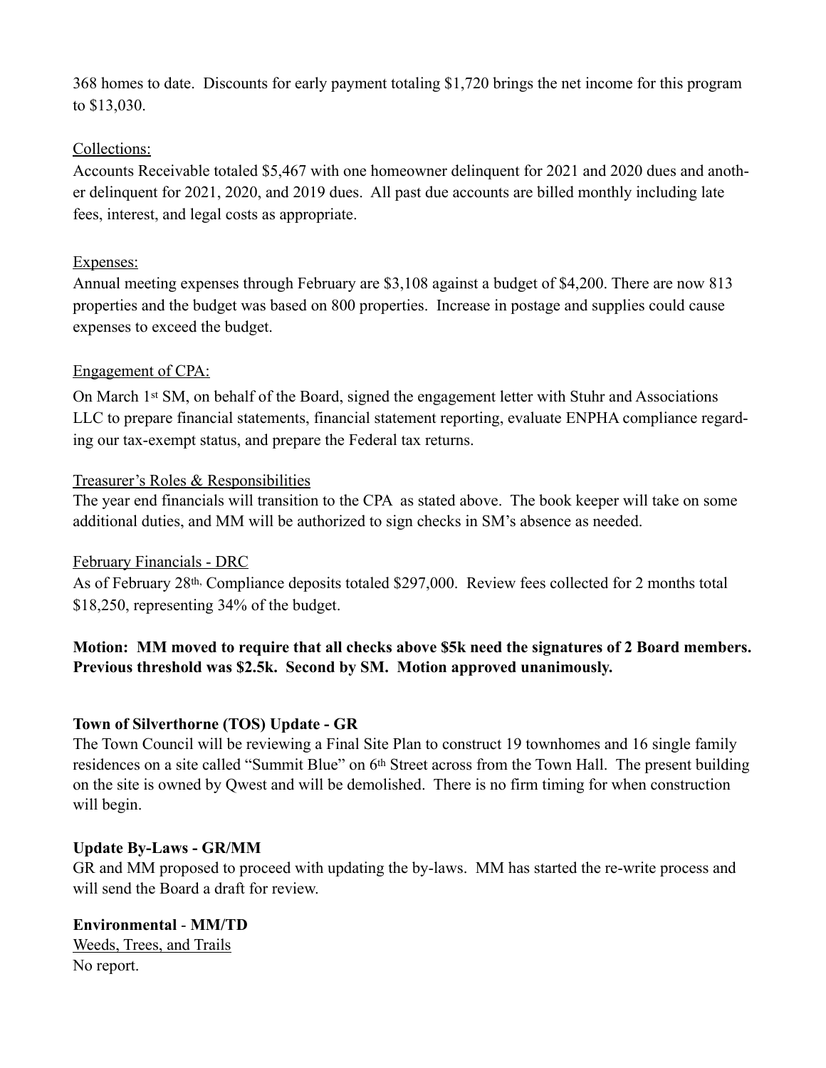368 homes to date. Discounts for early payment totaling $1,720 brings the net income for this program to $13,030.

Collections:

Accounts Receivable totaled $5,467 with one homeowner delinquent for 2021 and 2020 dues and another delinquent for 2021, 2020, and 2019 dues. All past due accounts are billed monthly including late fees, interest, and legal costs as appropriate.

Expenses:

Annual meeting expenses through February are $3,108 against a budget of $4,200. There are now 813 properties and the budget was based on 800 properties. Increase in postage and supplies could cause expenses to exceed the budget.

Engagement of CPA:

On March 1st SM, on behalf of the Board, signed the engagement letter with Stuhr and Associations LLC to prepare financial statements, financial statement reporting, evaluate ENPHA compliance regarding our tax-exempt status, and prepare the Federal tax returns.

Treasurer's Roles & Responsibilities

The year end financials will transition to the CPA as stated above. The book keeper will take on some additional duties, and MM will be authorized to sign checks in SM's absence as needed.

February Financials - DRC

As of February 28th, Compliance deposits totaled $297,000. Review fees collected for 2 months total $18,250, representing 34% of the budget.

**Motion: MM moved to require that all checks above $5k need the signatures of 2 Board members. Previous threshold was $2.5k. Second by SM. Motion approved unanimously.**

**Town of Silverthorne (TOS) Update - GR**

The Town Council will be reviewing a Final Site Plan to construct 19 townhomes and 16 single family residences on a site called "Summit Blue" on 6th Street across from the Town Hall. The present building on the site is owned by Qwest and will be demolished. There is no firm timing for when construction will begin.

**Update By-Laws - GR/MM**

GR and MM proposed to proceed with updating the by-laws. MM has started the re-write process and will send the Board a draft for review.

**Environmental - MM/TD**

Weeds, Trees, and Trails

No report.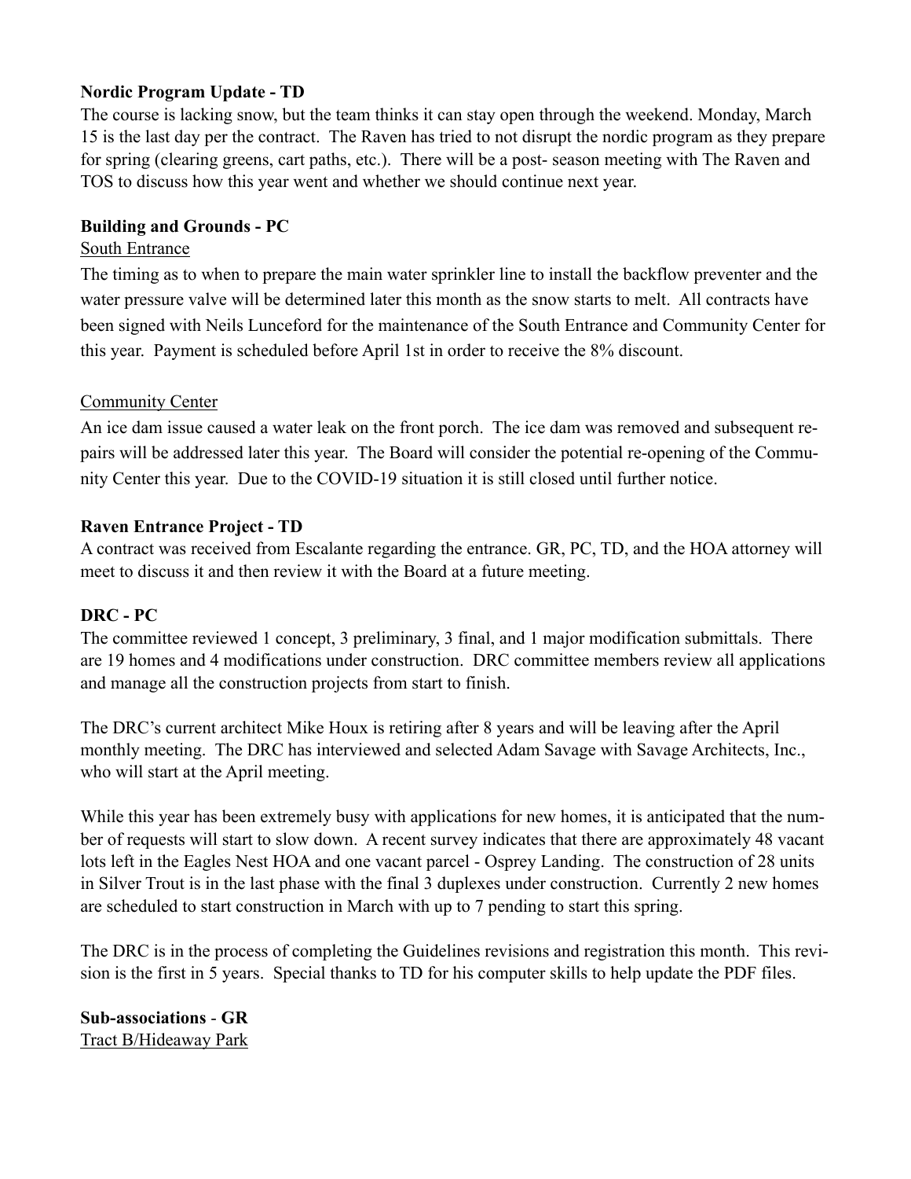**Nordic Program Update - TD**

The course is lacking snow, but the team thinks it can stay open through the weekend. Monday, March 15 is the last day per the contract. The Raven has tried to not disrupt the nordic program as they prepare for spring (clearing greens, cart paths, etc.). There will be a post- season meeting with The Raven and TOS to discuss how this year went and whether we should continue next year.

**Building and Grounds - PC**

South Entrance

The timing as to when to prepare the main water sprinkler line to install the backflow preventer and the water pressure valve will be determined later this month as the snow starts to melt. All contracts have been signed with Neils Lunceford for the maintenance of the South Entrance and Community Center for this year. Payment is scheduled before April 1st in order to receive the 8% discount.

Community Center

An ice dam issue caused a water leak on the front porch. The ice dam was removed and subsequent repairs will be addressed later this year. The Board will consider the potential re-opening of the Community Center this year. Due to the COVID-19 situation it is still closed until further notice.

**Raven Entrance Project - TD**

A contract was received from Escalante regarding the entrance. GR, PC, TD, and the HOA attorney will meet to discuss it and then review it with the Board at a future meeting.

**DRC - PC**

The committee reviewed 1 concept, 3 preliminary, 3 final, and 1 major modification submittals. There are 19 homes and 4 modifications under construction. DRC committee members review all applications and manage all the construction projects from start to finish.

The DRC's current architect Mike Houx is retiring after 8 years and will be leaving after the April monthly meeting. The DRC has interviewed and selected Adam Savage with Savage Architects, Inc., who will start at the April meeting.

While this year has been extremely busy with applications for new homes, it is anticipated that the number of requests will start to slow down. A recent survey indicates that there are approximately 48 vacant lots left in the Eagles Nest HOA and one vacant parcel - Osprey Landing. The construction of 28 units in Silver Trout is in the last phase with the final 3 duplexes under construction. Currently 2 new homes are scheduled to start construction in March with up to 7 pending to start this spring.

The DRC is in the process of completing the Guidelines revisions and registration this month. This revision is the first in 5 years. Special thanks to TD for his computer skills to help update the PDF files.

**Sub-associations - GR**

Tract B/Hideaway Park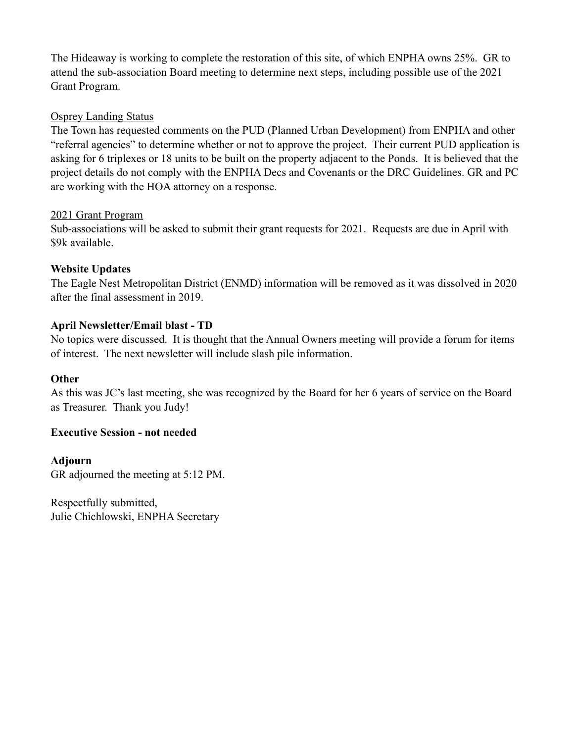The Hideaway is working to complete the restoration of this site, of which ENPHA owns 25%. GR to attend the sub-association Board meeting to determine next steps, including possible use of the 2021 Grant Program.

<u>Osprey Landing Status</u>

The Town has requested comments on the PUD (Planned Urban Development) from ENPHA and other "referral agencies" to determine whether or not to approve the project. Their current PUD application is asking for 6 triplexes or 18 units to be built on the property adjacent to the Ponds. It is believed that the project details do not comply with the ENPHA Decs and Covenants or the DRC Guidelines. GR and PC are working with the HOA attorney on a response.

<u>2021 Grant Program</u>

Sub-associations will be asked to submit their grant requests for 2021. Requests are due in April with $9k available.

**Website Updates**

The Eagle Nest Metropolitan District (ENMD) information will be removed as it was dissolved in 2020 after the final assessment in 2019.

**April Newsletter/Email blast - TD**

No topics were discussed. It is thought that the Annual Owners meeting will provide a forum for items of interest. The next newsletter will include slash pile information.

**Other**

As this was JC's last meeting, she was recognized by the Board for her 6 years of service on the Board as Treasurer. Thank you Judy!

**Executive Session - not needed**

**Adjourn**

GR adjourned the meeting at 5:12 PM.

Respectfully submitted,
Julie Chichlowski, ENPHA Secretary